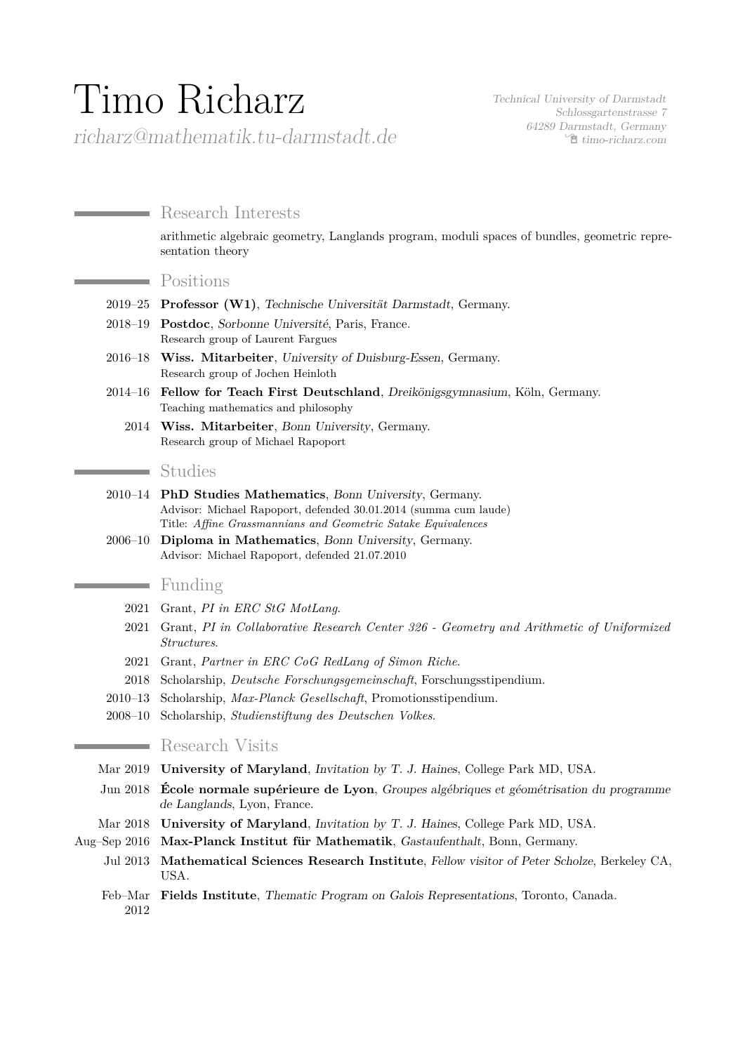# Timo Richarz

*richarz@mathematik.tu-darmstadt.de*

*Technical University of Darmstadt*
*Schlossgartenstrasse 7*
*64289 Darmstadt, Germany*
*timo-richarz.com*

## Research Interests

arithmetic algebraic geometry, Langlands program, moduli spaces of bundles, geometric representation theory

## Positions

2019–25 **Professor (W1)**, *Technische Universität Darmstadt*, Germany.

2018–19 **Postdoc**, *Sorbonne Université*, Paris, France.
Research group of Laurent Fargues

2016–18 **Wiss. Mitarbeiter**, *University of Duisburg-Essen*, Germany.
Research group of Jochen Heinloth

2014–16 **Fellow for Teach First Deutschland**, *Dreikönigsgymnasium*, Köln, Germany.
Teaching mathematics and philosophy

2014 **Wiss. Mitarbeiter**, *Bonn University*, Germany.
Research group of Michael Rapoport

## Studies

2010–14 **PhD Studies Mathematics**, *Bonn University*, Germany.
Advisor: Michael Rapoport, defended 30.01.2014 (summa cum laude)
Title: *Affine Grassmannians and Geometric Satake Equivalences*

2006–10 **Diploma in Mathematics**, *Bonn University*, Germany.
Advisor: Michael Rapoport, defended 21.07.2010

## Funding

2021 Grant, *PI in ERC StG MotLang*.

2021 Grant, *PI in Collaborative Research Center 326 - Geometry and Arithmetic of Uniformized Structures*.

2021 Grant, *Partner in ERC CoG RedLang of Simon Riche*.

2018 Scholarship, *Deutsche Forschungsgemeinschaft*, Forschungsstipendium.

2010–13 Scholarship, *Max-Planck Gesellschaft*, Promotionsstipendium.

2008–10 Scholarship, *Studienstiftung des Deutschen Volkes*.

## Research Visits

Mar 2019 **University of Maryland**, *Invitation by T. J. Haines*, College Park MD, USA.

Jun 2018 **École normale supérieure de Lyon**, *Groupes algébriques et géométrisation du programme de Langlands*, Lyon, France.

Mar 2018 **University of Maryland**, *Invitation by T. J. Haines*, College Park MD, USA.

Aug–Sep 2016 **Max-Planck Institut für Mathematik**, *Gastaufenthalt*, Bonn, Germany.

Jul 2013 **Mathematical Sciences Research Institute**, *Fellow visitor of Peter Scholze*, Berkeley CA, USA.

Feb–Mar 2012 **Fields Institute**, *Thematic Program on Galois Representations*, Toronto, Canada.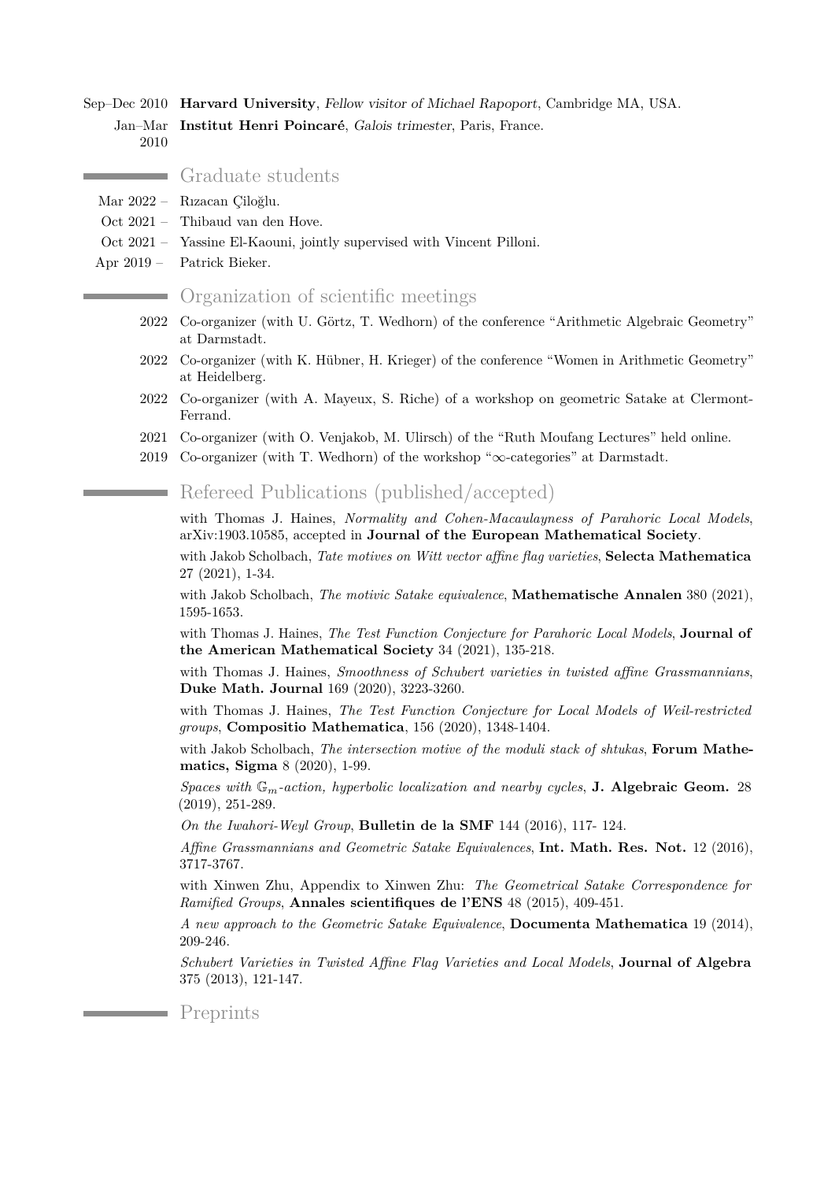Sep–Dec 2010 **Harvard University**, *Fellow visitor of Michael Rapoport*, Cambridge MA, USA.

Jan–Mar 2010 **Institut Henri Poincaré**, *Galois trimester*, Paris, France.

## Graduate students

- Mar 2022 – Rızacan Çiloğlu.
- Oct 2021 – Thibaud van den Hove.
- Oct 2021 – Yassine El-Kaouni, jointly supervised with Vincent Pilloni.
- Apr 2019 – Patrick Bieker.

## Organization of scientific meetings

- 2022 Co-organizer (with U. Görtz, T. Wedhorn) of the conference "Arithmetic Algebraic Geometry" at Darmstadt.
- 2022 Co-organizer (with K. Hübner, H. Krieger) of the conference "Women in Arithmetic Geometry" at Heidelberg.
- 2022 Co-organizer (with A. Mayeux, S. Riche) of a workshop on geometric Satake at Clermont-Ferrand.
- 2021 Co-organizer (with O. Venjakob, M. Ulirsch) of the "Ruth Moufang Lectures" held online.
- 2019 Co-organizer (with T. Wedhorn) of the workshop "$\infty$-categories" at Darmstadt.

## Refereed Publications (published/accepted)

with Thomas J. Haines, *Normality and Cohen-Macaulayness of Parahoric Local Models*, arXiv:1903.10585, accepted in **Journal of the European Mathematical Society**.

with Jakob Scholbach, *Tate motives on Witt vector affine flag varieties*, **Selecta Mathematica** 27 (2021), 1-34.

with Jakob Scholbach, *The motivic Satake equivalence*, **Mathematische Annalen** 380 (2021), 1595-1653.

with Thomas J. Haines, *The Test Function Conjecture for Parahoric Local Models*, **Journal of the American Mathematical Society** 34 (2021), 135-218.

with Thomas J. Haines, *Smoothness of Schubert varieties in twisted affine Grassmannians*, **Duke Math. Journal** 169 (2020), 3223-3260.

with Thomas J. Haines, *The Test Function Conjecture for Local Models of Weil-restricted groups*, **Compositio Mathematica**, 156 (2020), 1348-1404.

with Jakob Scholbach, *The intersection motive of the moduli stack of shtukas*, **Forum Mathematics, Sigma** 8 (2020), 1-99.

*Spaces with $\mathbb{G}_m$-action, hyperbolic localization and nearby cycles*, **J. Algebraic Geom.** 28 (2019), 251-289.

*On the Iwahori-Weyl Group*, **Bulletin de la SMF** 144 (2016), 117- 124.

*Affine Grassmannians and Geometric Satake Equivalences*, **Int. Math. Res. Not.** 12 (2016), 3717-3767.

with Xinwen Zhu, Appendix to Xinwen Zhu: *The Geometrical Satake Correspondence for Ramified Groups*, **Annales scientifiques de l'ENS** 48 (2015), 409-451.

*A new approach to the Geometric Satake Equivalence*, **Documenta Mathematica** 19 (2014), 209-246.

*Schubert Varieties in Twisted Affine Flag Varieties and Local Models*, **Journal of Algebra** 375 (2013), 121-147.

## Preprints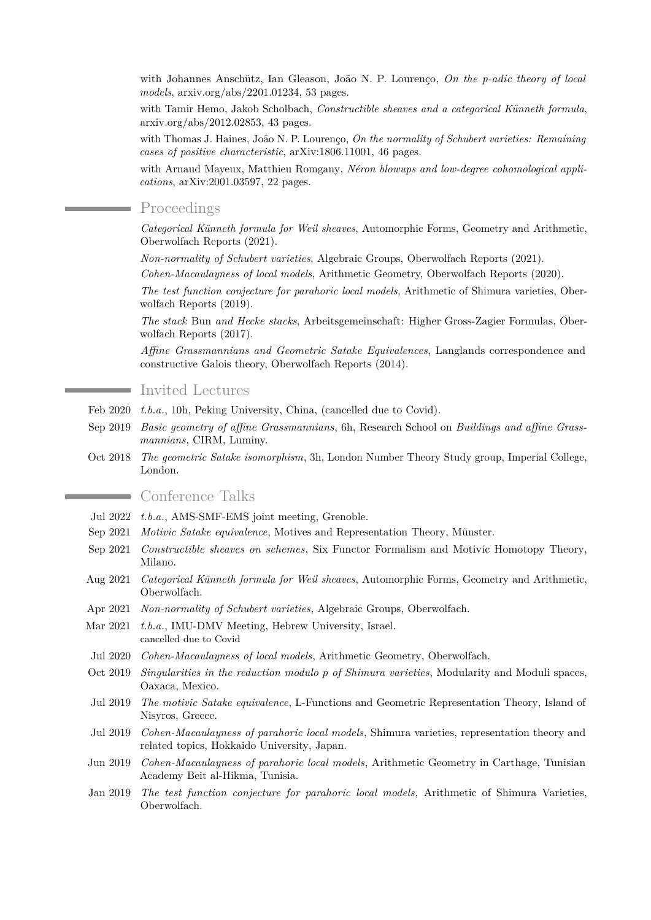with Johannes Anschütz, Ian Gleason, João N. P. Lourenço, *On the p-adic theory of local models*, arxiv.org/abs/2201.01234, 53 pages.

with Tamir Hemo, Jakob Scholbach, *Constructible sheaves and a categorical Künneth formula*, arxiv.org/abs/2012.02853, 43 pages.

with Thomas J. Haines, João N. P. Lourenço, *On the normality of Schubert varieties: Remaining cases of positive characteristic*, arXiv:1806.11001, 46 pages.

with Arnaud Mayeux, Matthieu Romgany, *Néron blowups and low-degree cohomological applications*, arXiv:2001.03597, 22 pages.

## Proceedings

*Categorical Künneth formula for Weil sheaves*, Automorphic Forms, Geometry and Arithmetic, Oberwolfach Reports (2021).

*Non-normality of Schubert varieties*, Algebraic Groups, Oberwolfach Reports (2021).

*Cohen-Macaulayness of local models*, Arithmetic Geometry, Oberwolfach Reports (2020).

*The test function conjecture for parahoric local models*, Arithmetic of Shimura varieties, Oberwolfach Reports (2019).

*The stack* Bun *and Hecke stacks*, Arbeitsgemeinschaft: Higher Gross-Zagier Formulas, Oberwolfach Reports (2017).

*Affine Grassmannians and Geometric Satake Equivalences*, Langlands correspondence and constructive Galois theory, Oberwolfach Reports (2014).

## Invited Lectures

- Feb 2020 *t.b.a.*, 10h, Peking University, China, (cancelled due to Covid).
- Sep 2019 *Basic geometry of affine Grassmannians*, 6h, Research School on *Buildings and affine Grassmannians*, CIRM, Luminy.
- Oct 2018 *The geometric Satake isomorphism*, 3h, London Number Theory Study group, Imperial College, London.

## Conference Talks

- Jul 2022 *t.b.a.*, AMS-SMF-EMS joint meeting, Grenoble.
- Sep 2021 *Motivic Satake equivalence*, Motives and Representation Theory, Münster.
- Sep 2021 *Constructible sheaves on schemes*, Six Functor Formalism and Motivic Homotopy Theory, Milano.
- Aug 2021 *Categorical Künneth formula for Weil sheaves*, Automorphic Forms, Geometry and Arithmetic, Oberwolfach.
- Apr 2021 *Non-normality of Schubert varieties*, Algebraic Groups, Oberwolfach.
- Mar 2021 *t.b.a.*, IMU-DMV Meeting, Hebrew University, Israel. cancelled due to Covid
- Jul 2020 *Cohen-Macaulayness of local models*, Arithmetic Geometry, Oberwolfach.
- Oct 2019 *Singularities in the reduction modulo p of Shimura varieties*, Modularity and Moduli spaces, Oaxaca, Mexico.
- Jul 2019 *The motivic Satake equivalence*, L-Functions and Geometric Representation Theory, Island of Nisyros, Greece.
- Jul 2019 *Cohen-Macaulayness of parahoric local models*, Shimura varieties, representation theory and related topics, Hokkaido University, Japan.
- Jun 2019 *Cohen-Macaulayness of parahoric local models*, Arithmetic Geometry in Carthage, Tunisian Academy Beit al-Hikma, Tunisia.
- Jan 2019 *The test function conjecture for parahoric local models*, Arithmetic of Shimura Varieties, Oberwolfach.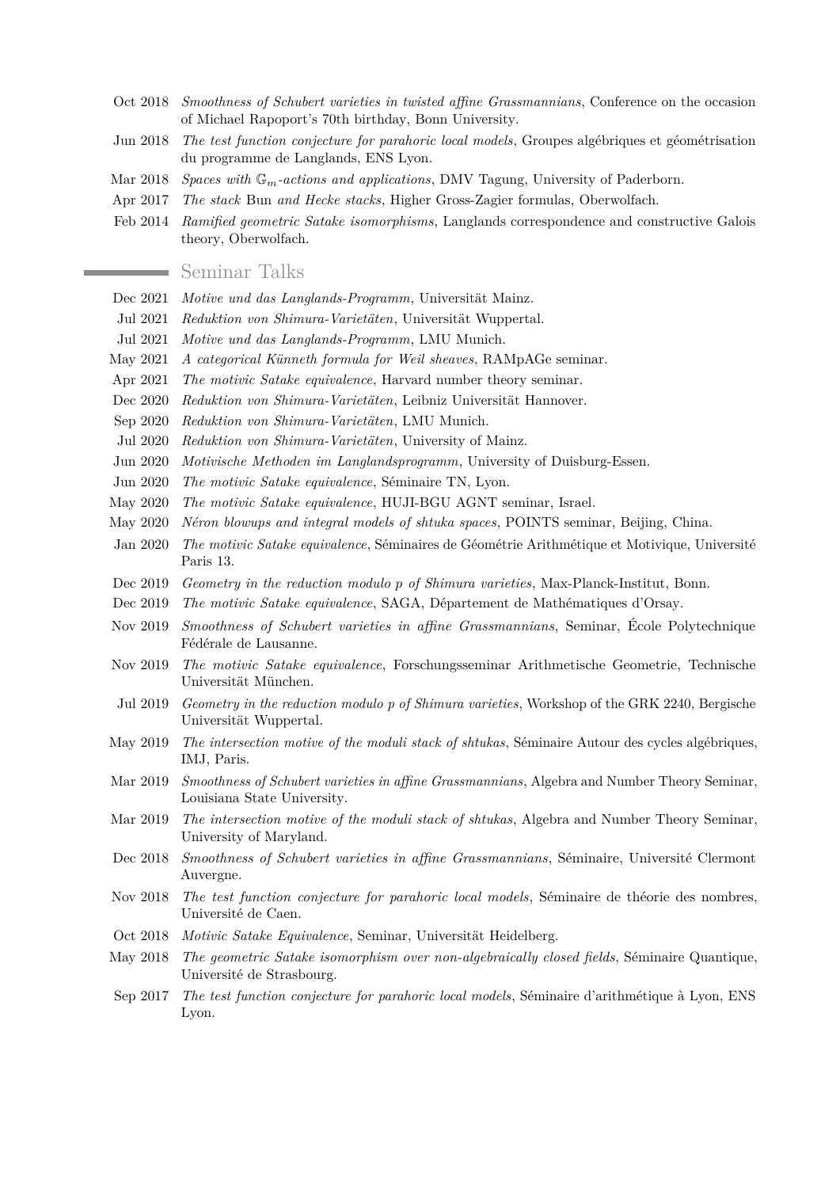- Oct 2018 *Smoothness of Schubert varieties in twisted affine Grassmannians*, Conference on the occasion of Michael Rapoport's 70th birthday, Bonn University.
- Jun 2018 *The test function conjecture for parahoric local models*, Groupes algébriques et géométrisation du programme de Langlands, ENS Lyon.
- Mar 2018 *Spaces with $\mathbb{G}_m$-actions and applications*, DMV Tagung, University of Paderborn.
- Apr 2017 *The stack* Bun *and Hecke stacks*, Higher Gross-Zagier formulas, Oberwolfach.
- Feb 2014 *Ramified geometric Satake isomorphisms*, Langlands correspondence and constructive Galois theory, Oberwolfach.

## Seminar Talks

- Dec 2021 *Motive und das Langlands-Programm*, Universität Mainz.
- Jul 2021 *Reduktion von Shimura-Varietäten*, Universität Wuppertal.
- Jul 2021 *Motive und das Langlands-Programm*, LMU Munich.
- May 2021 *A categorical Künneth formula for Weil sheaves*, RAMpAGe seminar.
- Apr 2021 *The motivic Satake equivalence*, Harvard number theory seminar.
- Dec 2020 *Reduktion von Shimura-Varietäten*, Leibniz Universität Hannover.
- Sep 2020 *Reduktion von Shimura-Varietäten*, LMU Munich.
- Jul 2020 *Reduktion von Shimura-Varietäten*, University of Mainz.
- Jun 2020 *Motivische Methoden im Langlandsprogramm*, University of Duisburg-Essen.
- Jun 2020 *The motivic Satake equivalence*, Séminaire TN, Lyon.
- May 2020 *The motivic Satake equivalence*, HUJI-BGU AGNT seminar, Israel.
- May 2020 *Néron blowups and integral models of shtuka spaces*, POINTS seminar, Beijing, China.
- Jan 2020 *The motivic Satake equivalence*, Séminaires de Géométrie Arithmétique et Motivique, Université Paris 13.
- Dec 2019 *Geometry in the reduction modulo p of Shimura varieties*, Max-Planck-Institut, Bonn.
- Dec 2019 *The motivic Satake equivalence*, SAGA, Département de Mathématiques d'Orsay.
- Nov 2019 *Smoothness of Schubert varieties in affine Grassmannians*, Seminar, École Polytechnique Fédérale de Lausanne.
- Nov 2019 *The motivic Satake equivalence*, Forschungsseminar Arithmetische Geometrie, Technische Universität München.
- Jul 2019 *Geometry in the reduction modulo p of Shimura varieties*, Workshop of the GRK 2240, Bergische Universität Wuppertal.
- May 2019 *The intersection motive of the moduli stack of shtukas*, Séminaire Autour des cycles algébriques, IMJ, Paris.
- Mar 2019 *Smoothness of Schubert varieties in affine Grassmannians*, Algebra and Number Theory Seminar, Louisiana State University.
- Mar 2019 *The intersection motive of the moduli stack of shtukas*, Algebra and Number Theory Seminar, University of Maryland.
- Dec 2018 *Smoothness of Schubert varieties in affine Grassmannians*, Séminaire, Université Clermont Auvergne.
- Nov 2018 *The test function conjecture for parahoric local models*, Séminaire de théorie des nombres, Université de Caen.
- Oct 2018 *Motivic Satake Equivalence*, Seminar, Universität Heidelberg.
- May 2018 *The geometric Satake isomorphism over non-algebraically closed fields*, Séminaire Quantique, Université de Strasbourg.
- Sep 2017 *The test function conjecture for parahoric local models*, Séminaire d'arithmétique à Lyon, ENS Lyon.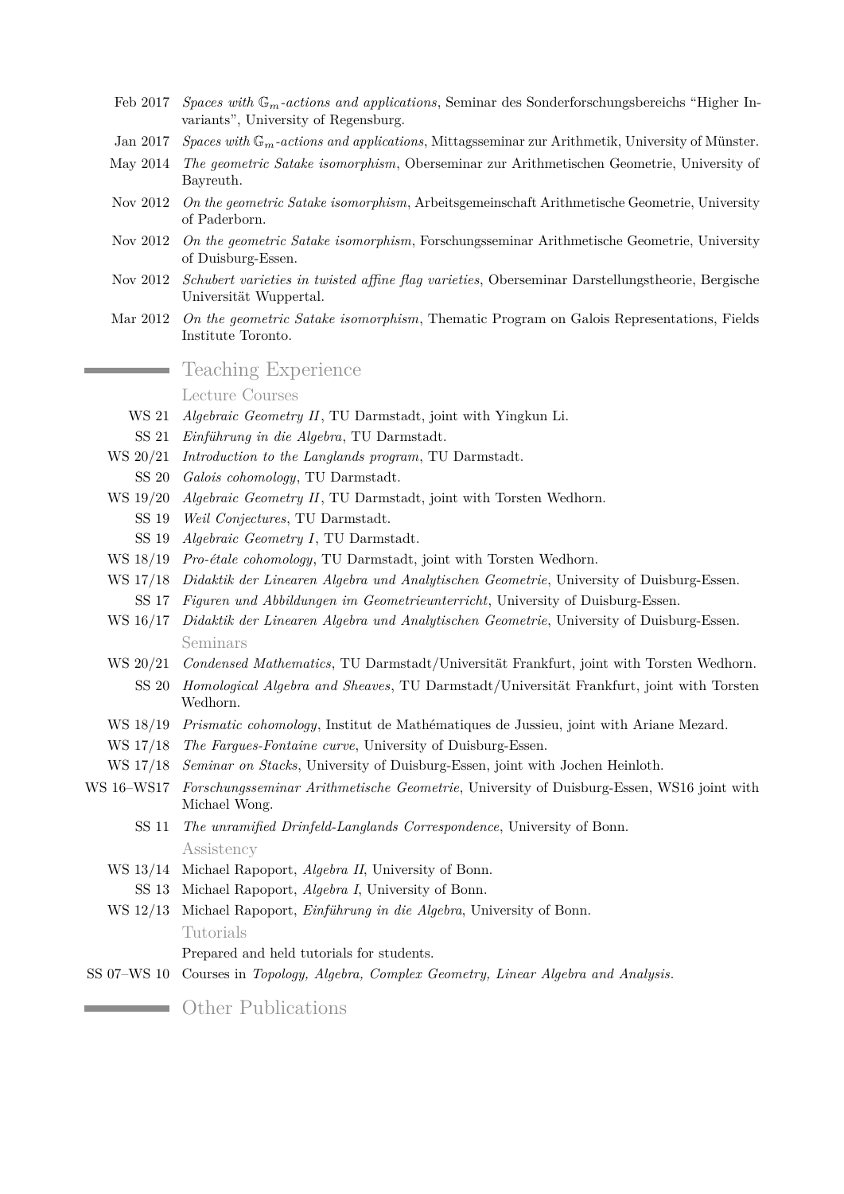- Feb 2017 *Spaces with $\mathbb{G}_m$-actions and applications*, Seminar des Sonderforschungsbereichs "Higher Invariants", University of Regensburg.
- Jan 2017 *Spaces with $\mathbb{G}_m$-actions and applications*, Mittagsseminar zur Arithmetik, University of Münster.
- May 2014 *The geometric Satake isomorphism*, Oberseminar zur Arithmetischen Geometrie, University of Bayreuth.
- Nov 2012 *On the geometric Satake isomorphism*, Arbeitsgemeinschaft Arithmetische Geometrie, University of Paderborn.
- Nov 2012 *On the geometric Satake isomorphism*, Forschungsseminar Arithmetische Geometrie, University of Duisburg-Essen.
- Nov 2012 *Schubert varieties in twisted affine flag varieties*, Oberseminar Darstellungstheorie, Bergische Universität Wuppertal.
- Mar 2012 *On the geometric Satake isomorphism*, Thematic Program on Galois Representations, Fields Institute Toronto.

## Teaching Experience

### Lecture Courses

- WS 21 *Algebraic Geometry II*, TU Darmstadt, joint with Yingkun Li.
- SS 21 *Einführung in die Algebra*, TU Darmstadt.
- WS 20/21 *Introduction to the Langlands program*, TU Darmstadt.
- SS 20 *Galois cohomology*, TU Darmstadt.
- WS 19/20 *Algebraic Geometry II*, TU Darmstadt, joint with Torsten Wedhorn.
- SS 19 *Weil Conjectures*, TU Darmstadt.
- SS 19 *Algebraic Geometry I*, TU Darmstadt.
- WS 18/19 *Pro-étale cohomology*, TU Darmstadt, joint with Torsten Wedhorn.
- WS 17/18 *Didaktik der Linearen Algebra und Analytischen Geometrie*, University of Duisburg-Essen.
- SS 17 *Figuren und Abbildungen im Geometrieunterricht*, University of Duisburg-Essen.
- WS 16/17 *Didaktik der Linearen Algebra und Analytischen Geometrie*, University of Duisburg-Essen.

### Seminars

- WS 20/21 *Condensed Mathematics*, TU Darmstadt/Universität Frankfurt, joint with Torsten Wedhorn.
- SS 20 *Homological Algebra and Sheaves*, TU Darmstadt/Universität Frankfurt, joint with Torsten Wedhorn.
- WS 18/19 *Prismatic cohomology*, Institut de Mathématiques de Jussieu, joint with Ariane Mezard.
- WS 17/18 *The Fargues-Fontaine curve*, University of Duisburg-Essen.
- WS 17/18 *Seminar on Stacks*, University of Duisburg-Essen, joint with Jochen Heinloth.
- WS 16–WS17 *Forschungsseminar Arithmetische Geometrie*, University of Duisburg-Essen, WS16 joint with Michael Wong.
- SS 11 *The unramified Drinfeld-Langlands Correspondence*, University of Bonn.

### Assistency

- WS 13/14 Michael Rapoport, *Algebra II*, University of Bonn.
- SS 13 Michael Rapoport, *Algebra I*, University of Bonn.
- WS 12/13 Michael Rapoport, *Einführung in die Algebra*, University of Bonn.

### Tutorials

Prepared and held tutorials for students.

- SS 07–WS 10 Courses in *Topology, Algebra, Complex Geometry, Linear Algebra and Analysis.*

## Other Publications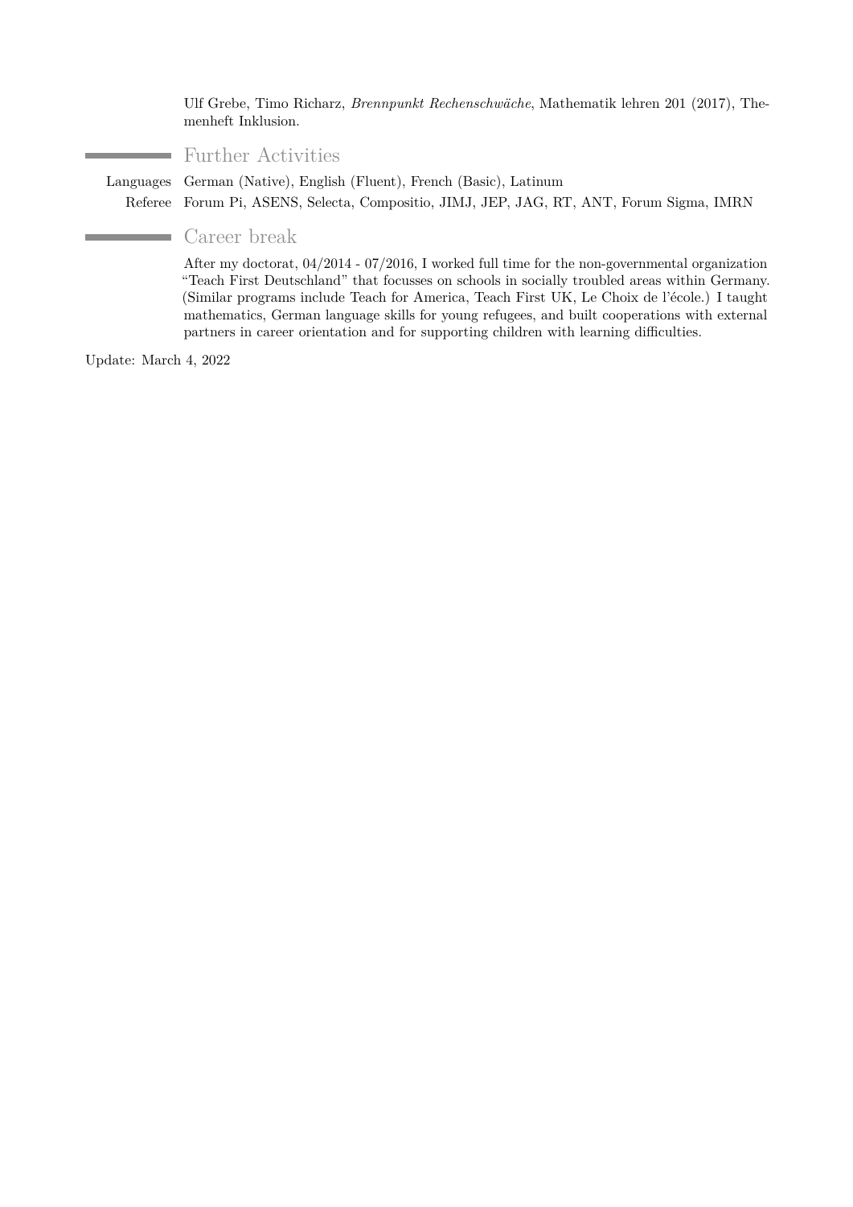Ulf Grebe, Timo Richarz, *Brennpunkt Rechenschwäche*, Mathematik lehren 201 (2017), Themenheft Inklusion.

## Further Activities

Languages German (Native), English (Fluent), French (Basic), Latinum

Referee Forum Pi, ASENS, Selecta, Compositio, JIMJ, JEP, JAG, RT, ANT, Forum Sigma, IMRN

## Career break

After my doctorat, 04/2014 - 07/2016, I worked full time for the non-governmental organization "Teach First Deutschland" that focusses on schools in socially troubled areas within Germany. (Similar programs include Teach for America, Teach First UK, Le Choix de l'école.) I taught mathematics, German language skills for young refugees, and built cooperations with external partners in career orientation and for supporting children with learning difficulties.

Update: March 4, 2022